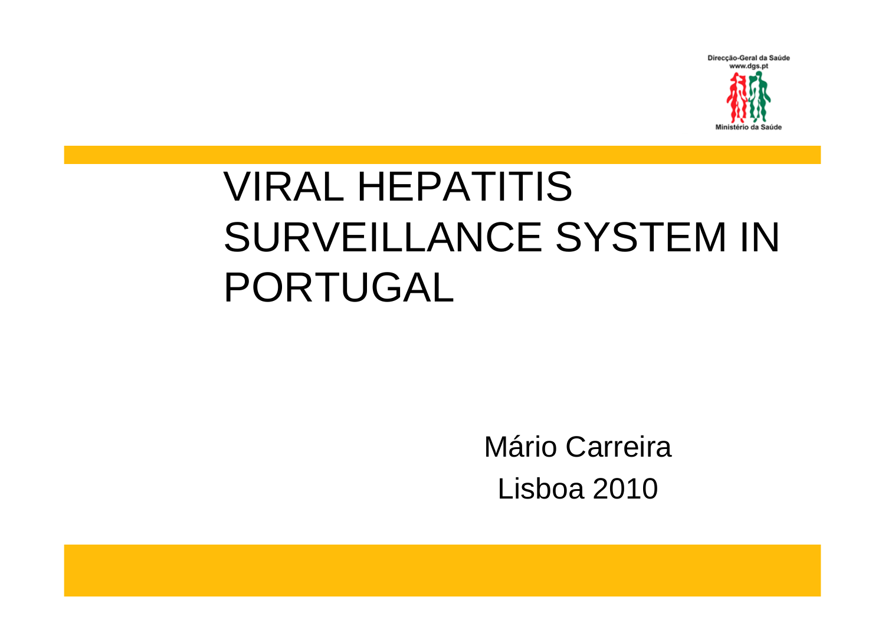Direcção-Geral da Saúde
www.dgs.pt
Ministério da Saúde

# VIRAL HEPATITIS SURVEILLANCE SYSTEM IN PORTUGAL

Mário Carreira

Lisboa 2010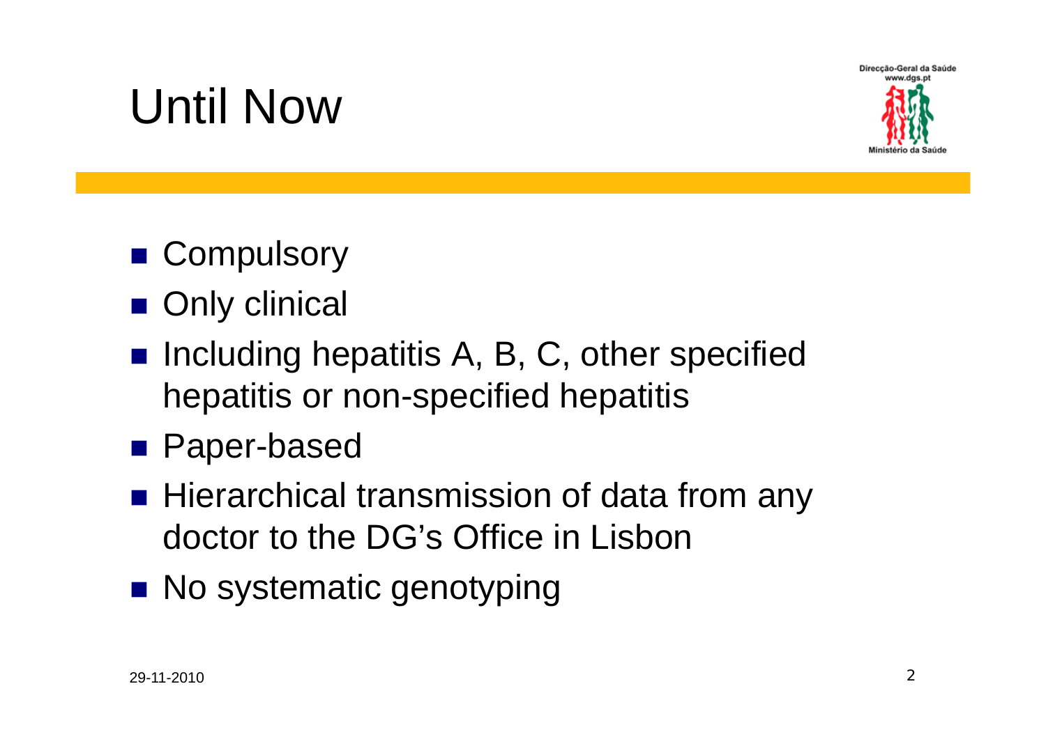# Until Now

- Compulsory
- Only clinical
- Including hepatitis A, B, C, other specified hepatitis or non-specified hepatitis
- Paper-based
- Hierarchical transmission of data from any doctor to the DG's Office in Lisbon
- No systematic genotyping

29-11-2010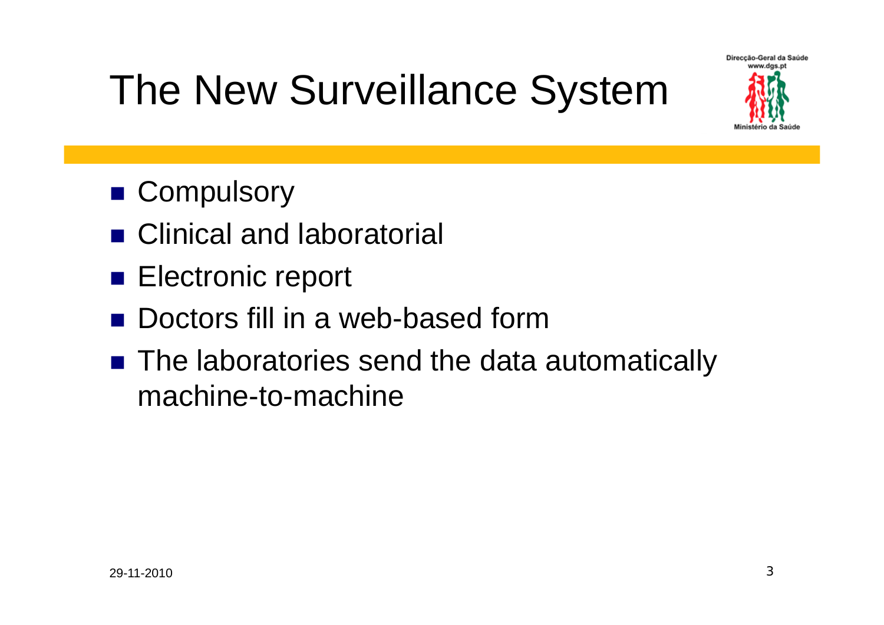# The New Surveillance System

- Compulsory
- Clinical and laboratorial
- Electronic report
- Doctors fill in a web-based form
- The laboratories send the data automatically machine-to-machine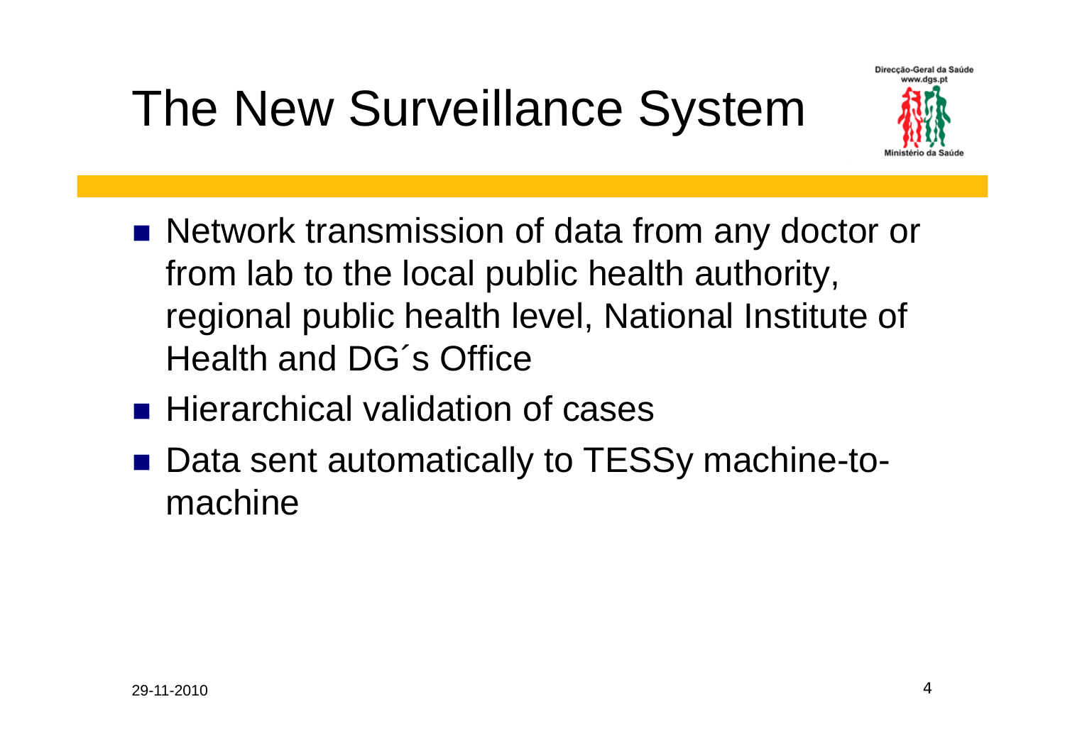# The New Surveillance System

- Network transmission of data from any doctor or from lab to the local public health authority, regional public health level, National Institute of Health and DG´s Office
- Hierarchical validation of cases
- Data sent automatically to TESSy machine-to-machine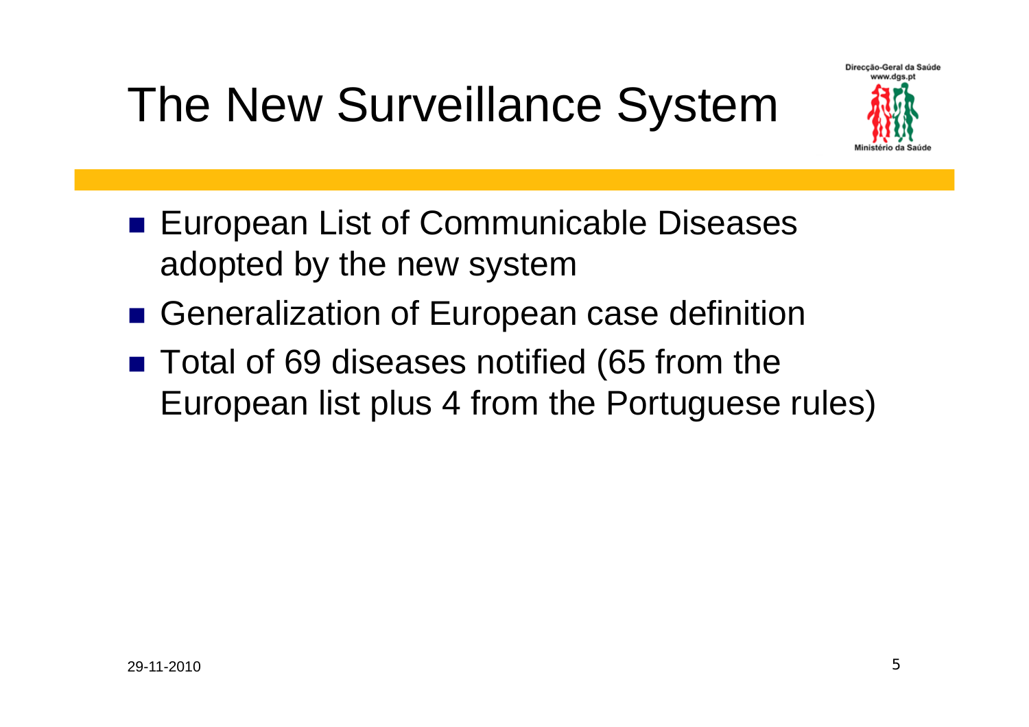# The New Surveillance System

- European List of Communicable Diseases adopted by the new system
- Generalization of European case definition
- Total of 69 diseases notified (65 from the European list plus 4 from the Portuguese rules)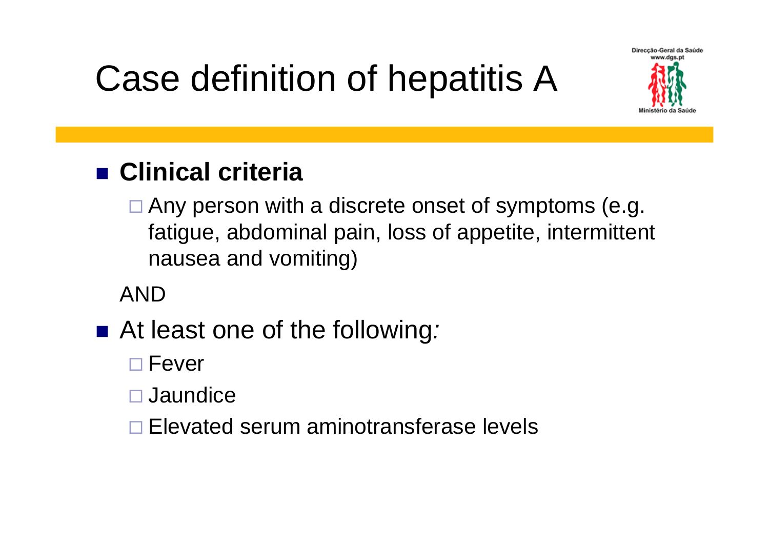# Case definition of hepatitis A

- **Clinical criteria**
  - Any person with a discrete onset of symptoms (e.g. fatigue, abdominal pain, loss of appetite, intermittent nausea and vomiting)

AND

- At least one of the following*:*
  - Fever
  - Jaundice
  - Elevated serum aminotransferase levels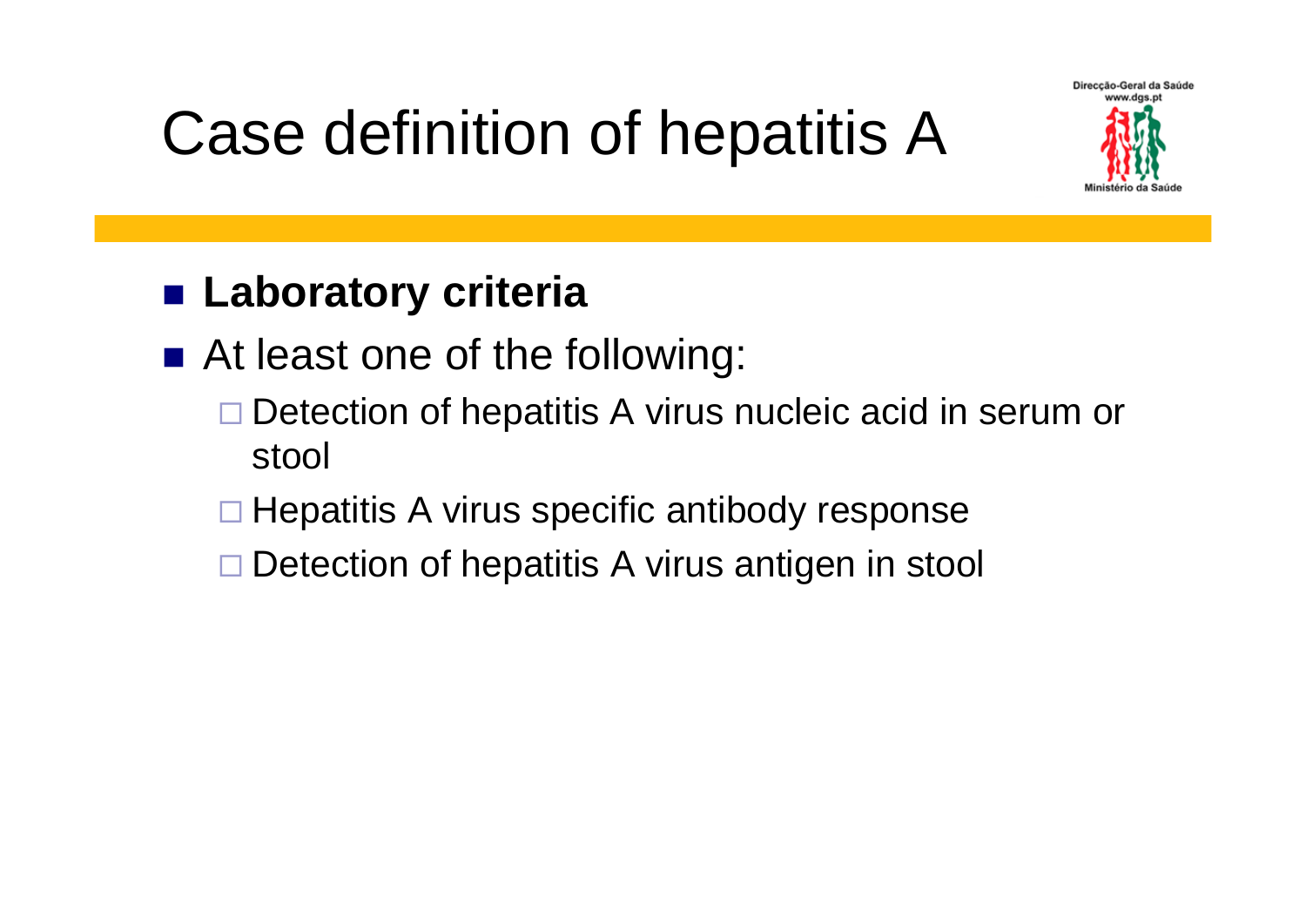# Case definition of hepatitis A

- **Laboratory criteria**
- At least one of the following:
  - Detection of hepatitis A virus nucleic acid in serum or stool
  - Hepatitis A virus specific antibody response
  - Detection of hepatitis A virus antigen in stool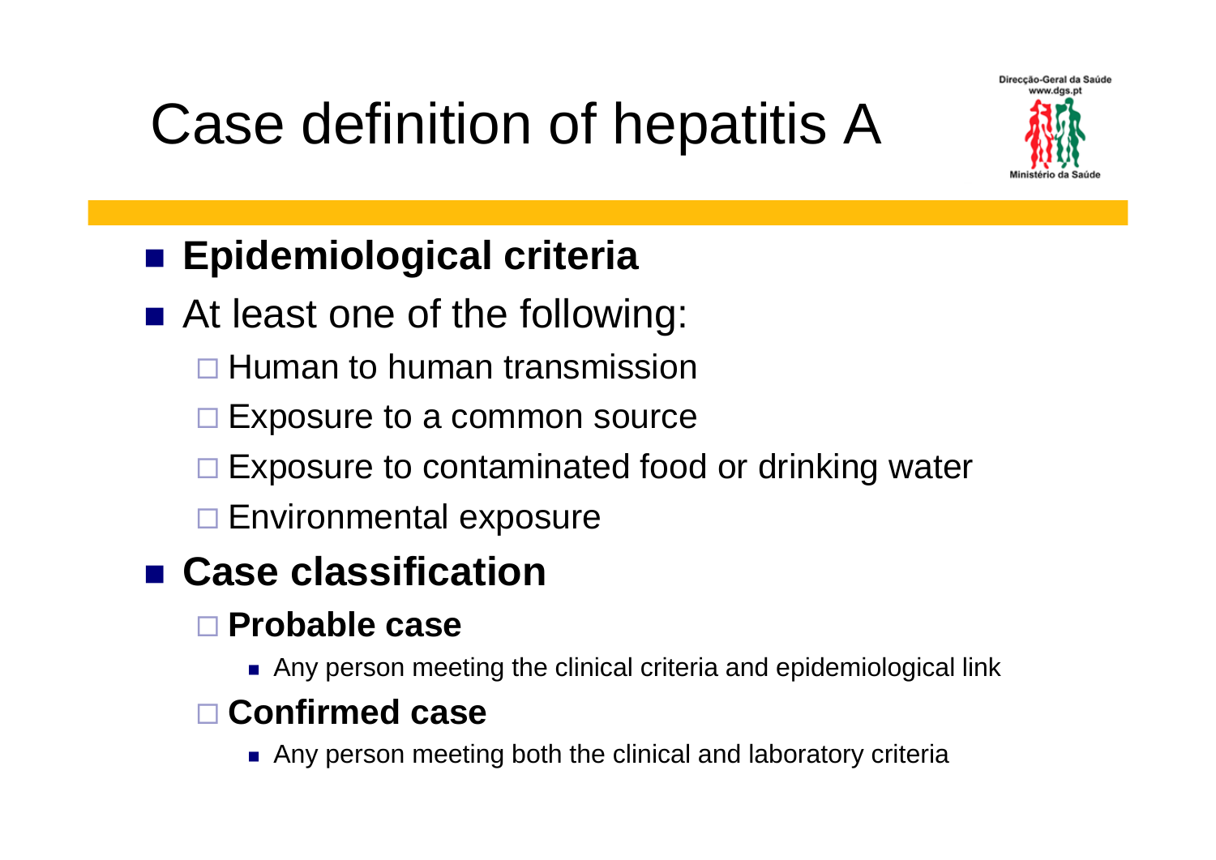# Case definition of hepatitis A

- **Epidemiological criteria**
- At least one of the following:
  - Human to human transmission
  - Exposure to a common source
  - Exposure to contaminated food or drinking water
  - Environmental exposure
- **Case classification**
  - **Probable case**
    - Any person meeting the clinical criteria and epidemiological link
  - **Confirmed case**
    - Any person meeting both the clinical and laboratory criteria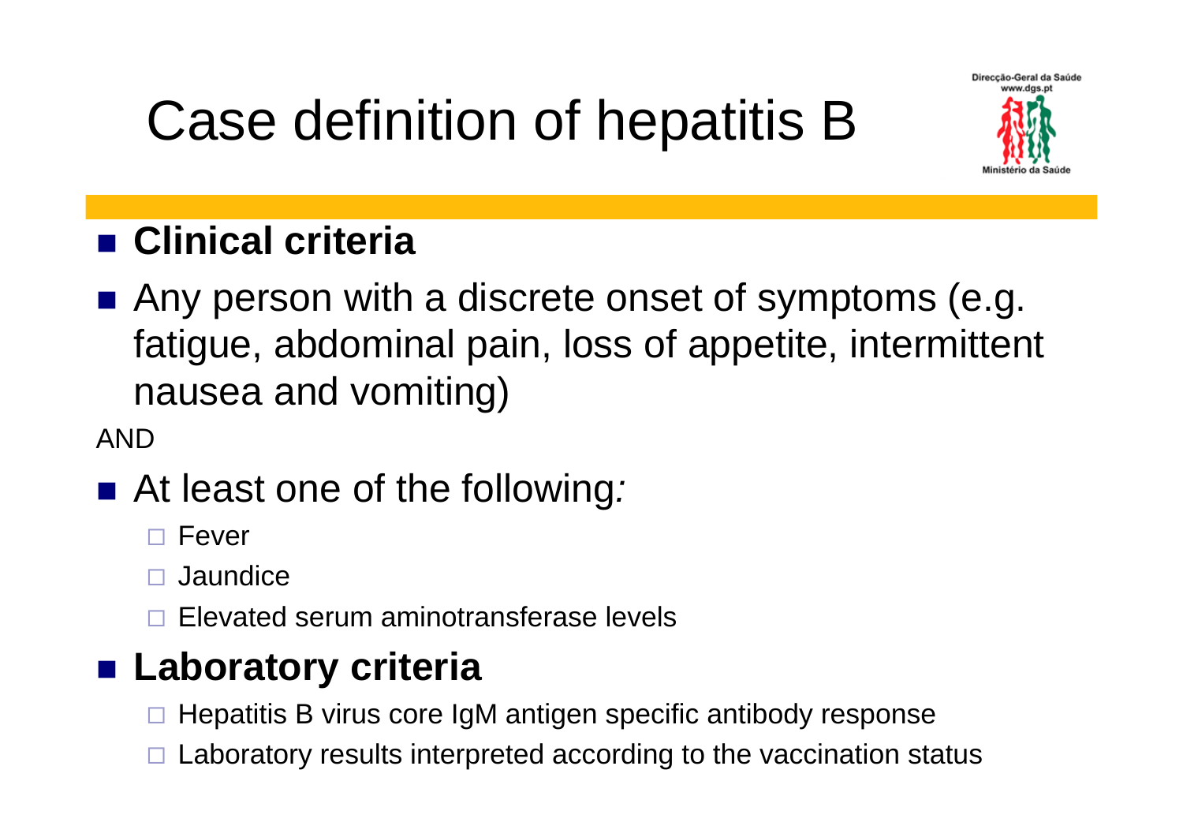# Case definition of hepatitis B

- **Clinical criteria**
- Any person with a discrete onset of symptoms (e.g. fatigue, abdominal pain, loss of appetite, intermittent nausea and vomiting)

AND

- At least one of the following*:*
  - Fever
  - Jaundice
  - Elevated serum aminotransferase levels
- **Laboratory criteria**
  - Hepatitis B virus core IgM antigen specific antibody response
  - Laboratory results interpreted according to the vaccination status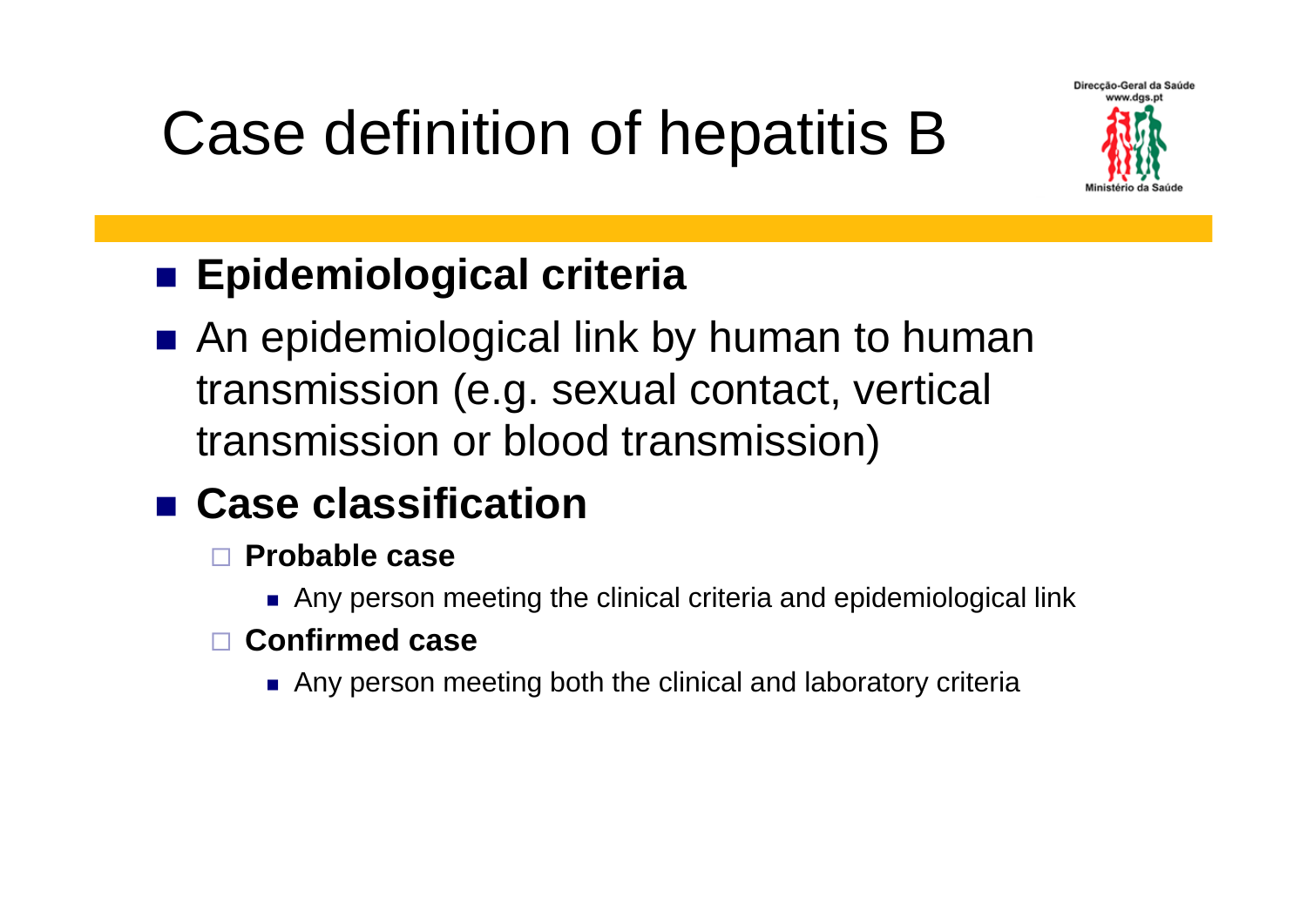# Case definition of hepatitis B

- **Epidemiological criteria**
- An epidemiological link by human to human transmission (e.g. sexual contact, vertical transmission or blood transmission)
- **Case classification**
  - **Probable case**
    - Any person meeting the clinical criteria and epidemiological link
  - **Confirmed case**
    - Any person meeting both the clinical and laboratory criteria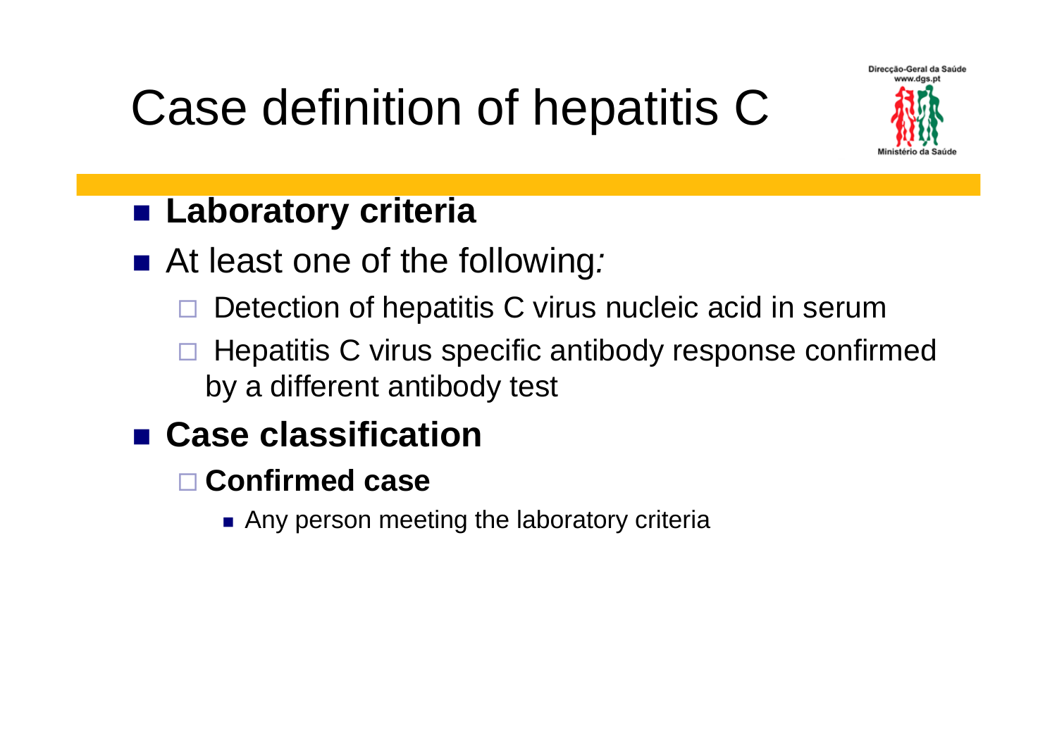# Case definition of hepatitis C

- **Laboratory criteria**
- At least one of the following*:*
  - Detection of hepatitis C virus nucleic acid in serum
  - Hepatitis C virus specific antibody response confirmed by a different antibody test
- **Case classification**
  - **Confirmed case**
    - Any person meeting the laboratory criteria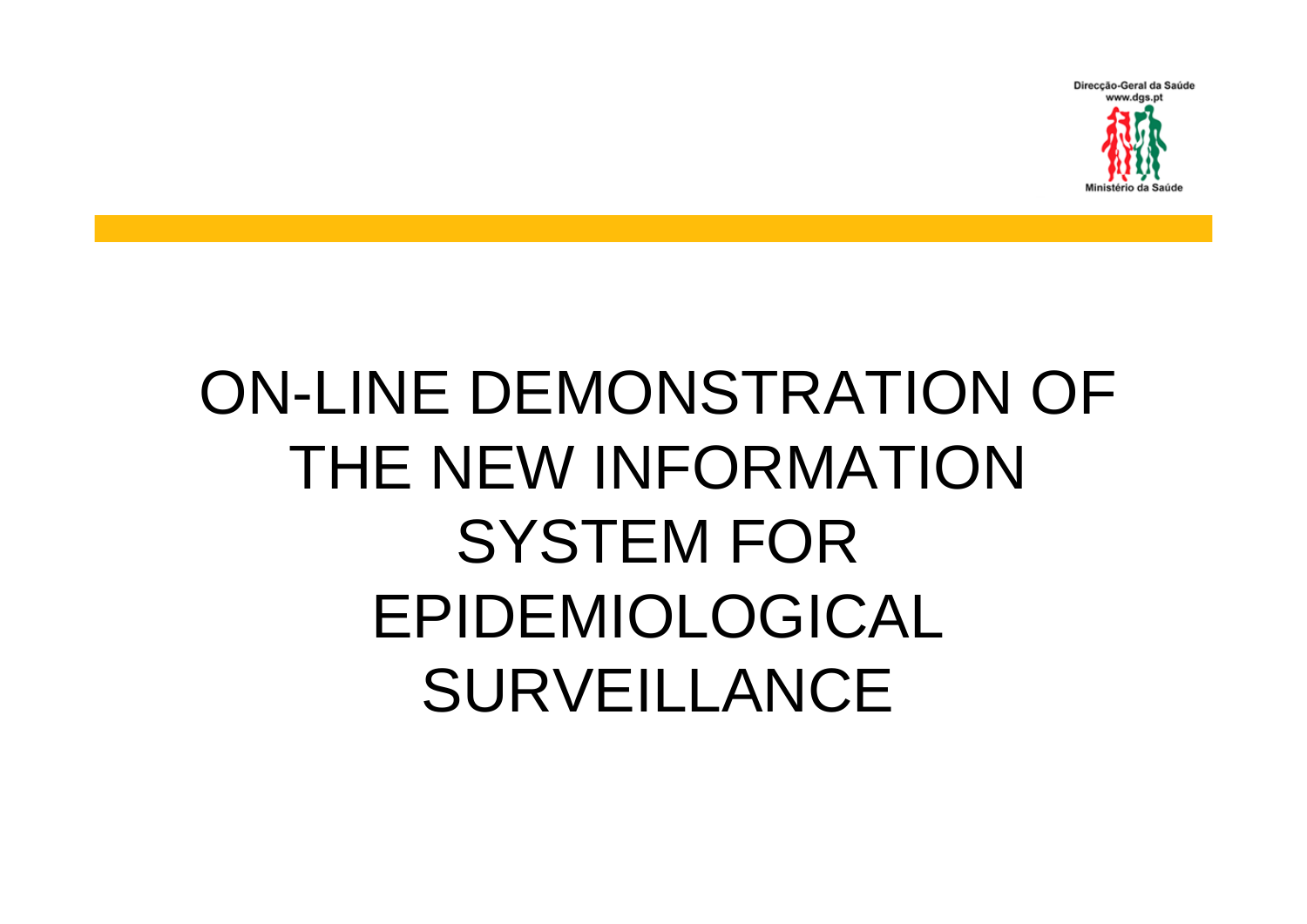Direcção-Geral da Saúde
www.dgs.pt
Ministério da Saúde

# ON-LINE DEMONSTRATION OF THE NEW INFORMATION SYSTEM FOR EPIDEMIOLOGICAL SURVEILLANCE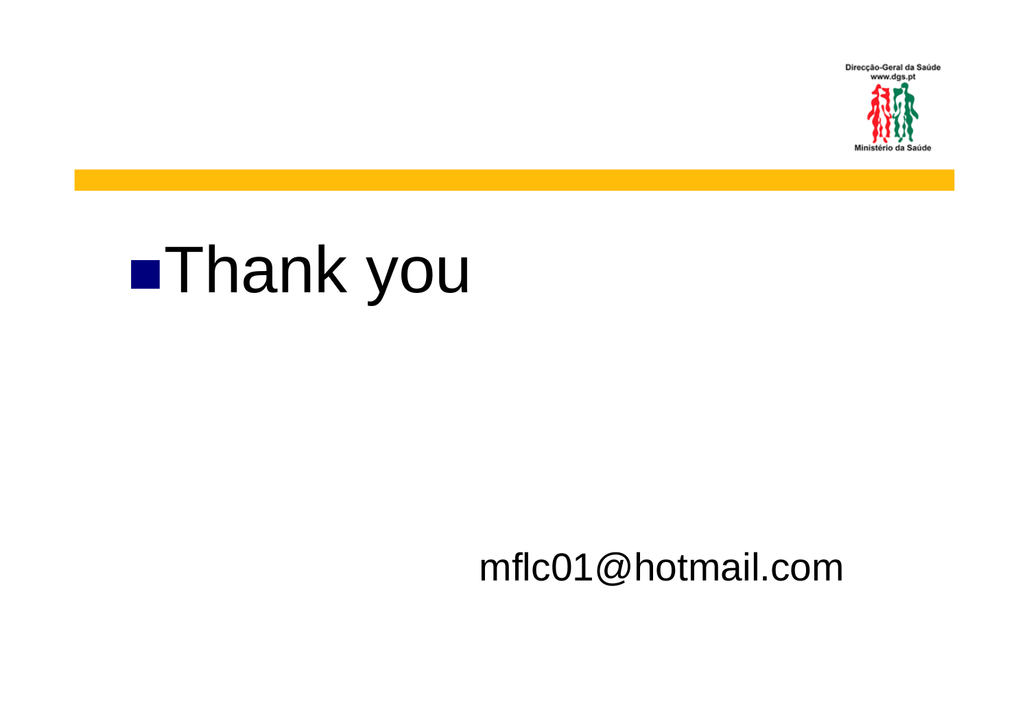Direcção-Geral da Saúde
www.dgs.pt
Ministério da Saúde

- Thank you

mflc01@hotmail.com